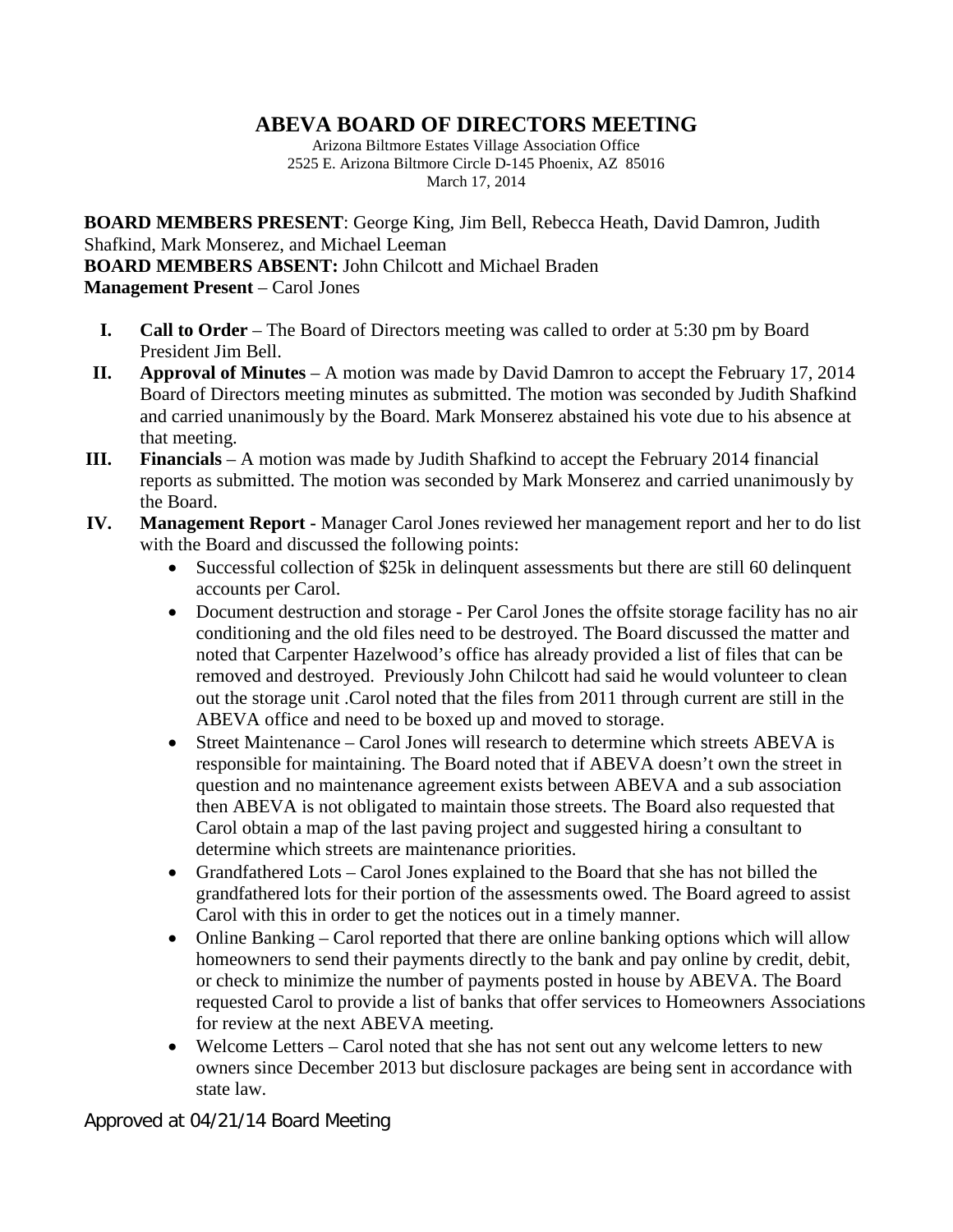# ABEVA BOARD OF DIRECTORS MEETING

Arizona Biltmore Estates Village Association Office
2525 E. Arizona Biltmore Circle D-145 Phoenix, AZ 85016
March 17, 2014

**BOARD MEMBERS PRESENT**: George King, Jim Bell, Rebecca Heath, David Damron, Judith Shafkind, Mark Monserez, and Michael Leeman
**BOARD MEMBERS ABSENT:** John Chilcott and Michael Braden
**Management Present** – Carol Jones

I. **Call to Order** – The Board of Directors meeting was called to order at 5:30 pm by Board President Jim Bell.

II. **Approval of Minutes** – A motion was made by David Damron to accept the February 17, 2014 Board of Directors meeting minutes as submitted. The motion was seconded by Judith Shafkind and carried unanimously by the Board. Mark Monserez abstained his vote due to his absence at that meeting.

III. **Financials** – A motion was made by Judith Shafkind to accept the February 2014 financial reports as submitted. The motion was seconded by Mark Monserez and carried unanimously by the Board.

IV. **Management Report -** Manager Carol Jones reviewed her management report and her to do list with the Board and discussed the following points:
   - Successful collection of $25k in delinquent assessments but there are still 60 delinquent accounts per Carol.
   - Document destruction and storage - Per Carol Jones the offsite storage facility has no air conditioning and the old files need to be destroyed. The Board discussed the matter and noted that Carpenter Hazelwood's office has already provided a list of files that can be removed and destroyed. Previously John Chilcott had said he would volunteer to clean out the storage unit .Carol noted that the files from 2011 through current are still in the ABEVA office and need to be boxed up and moved to storage.
   - Street Maintenance – Carol Jones will research to determine which streets ABEVA is responsible for maintaining. The Board noted that if ABEVA doesn't own the street in question and no maintenance agreement exists between ABEVA and a sub association then ABEVA is not obligated to maintain those streets. The Board also requested that Carol obtain a map of the last paving project and suggested hiring a consultant to determine which streets are maintenance priorities.
   - Grandfathered Lots – Carol Jones explained to the Board that she has not billed the grandfathered lots for their portion of the assessments owed. The Board agreed to assist Carol with this in order to get the notices out in a timely manner.
   - Online Banking – Carol reported that there are online banking options which will allow homeowners to send their payments directly to the bank and pay online by credit, debit, or check to minimize the number of payments posted in house by ABEVA. The Board requested Carol to provide a list of banks that offer services to Homeowners Associations for review at the next ABEVA meeting.
   - Welcome Letters – Carol noted that she has not sent out any welcome letters to new owners since December 2013 but disclosure packages are being sent in accordance with state law.

Approved at 04/21/14 Board Meeting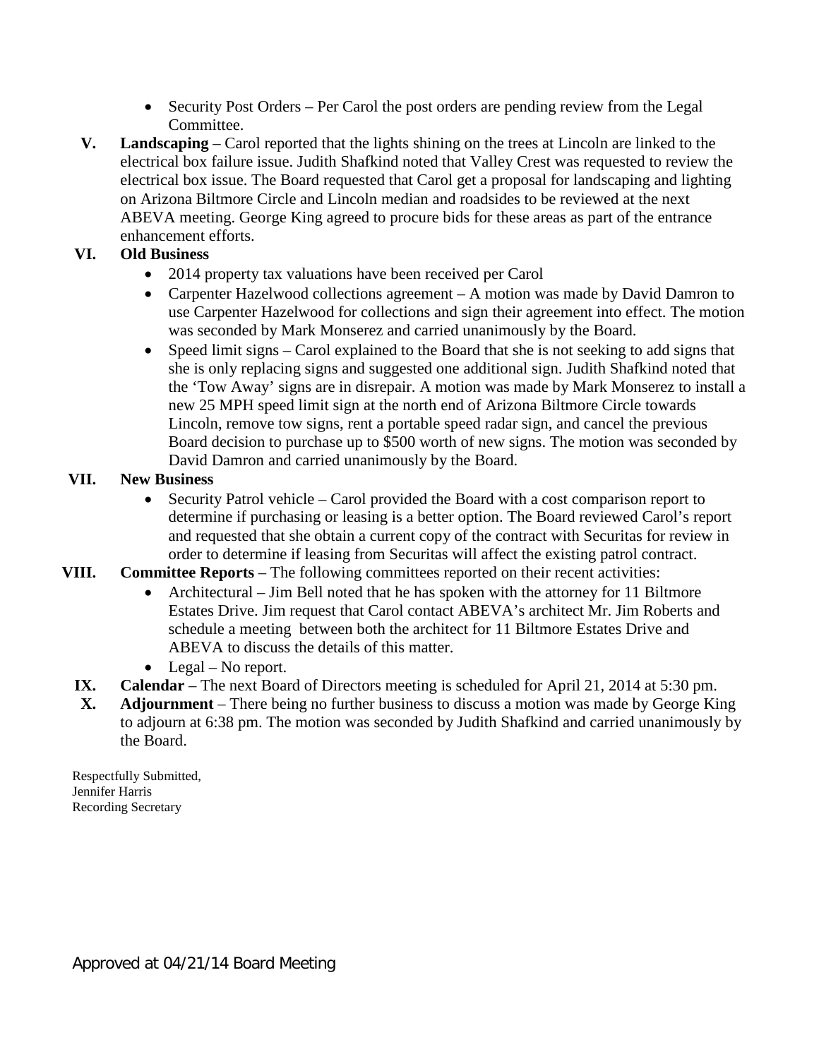- Security Post Orders – Per Carol the post orders are pending review from the Legal Committee.

**V. Landscaping** – Carol reported that the lights shining on the trees at Lincoln are linked to the electrical box failure issue. Judith Shafkind noted that Valley Crest was requested to review the electrical box issue. The Board requested that Carol get a proposal for landscaping and lighting on Arizona Biltmore Circle and Lincoln median and roadsides to be reviewed at the next ABEVA meeting. George King agreed to procure bids for these areas as part of the entrance enhancement efforts.

**VI. Old Business**

- 2014 property tax valuations have been received per Carol
- Carpenter Hazelwood collections agreement – A motion was made by David Damron to use Carpenter Hazelwood for collections and sign their agreement into effect. The motion was seconded by Mark Monserez and carried unanimously by the Board.
- Speed limit signs – Carol explained to the Board that she is not seeking to add signs that she is only replacing signs and suggested one additional sign. Judith Shafkind noted that the 'Tow Away' signs are in disrepair. A motion was made by Mark Monserez to install a new 25 MPH speed limit sign at the north end of Arizona Biltmore Circle towards Lincoln, remove tow signs, rent a portable speed radar sign, and cancel the previous Board decision to purchase up to $500 worth of new signs. The motion was seconded by David Damron and carried unanimously by the Board.

**VII. New Business**

- Security Patrol vehicle – Carol provided the Board with a cost comparison report to determine if purchasing or leasing is a better option. The Board reviewed Carol's report and requested that she obtain a current copy of the contract with Securitas for review in order to determine if leasing from Securitas will affect the existing patrol contract.

**VIII. Committee Reports** – The following committees reported on their recent activities:

- Architectural – Jim Bell noted that he has spoken with the attorney for 11 Biltmore Estates Drive. Jim request that Carol contact ABEVA's architect Mr. Jim Roberts and schedule a meeting between both the architect for 11 Biltmore Estates Drive and ABEVA to discuss the details of this matter.
- Legal – No report.

**IX. Calendar** – The next Board of Directors meeting is scheduled for April 21, 2014 at 5:30 pm.

**X. Adjournment** – There being no further business to discuss a motion was made by George King to adjourn at 6:38 pm. The motion was seconded by Judith Shafkind and carried unanimously by the Board.

Respectfully Submitted,
Jennifer Harris
Recording Secretary

Approved at 04/21/14 Board Meeting